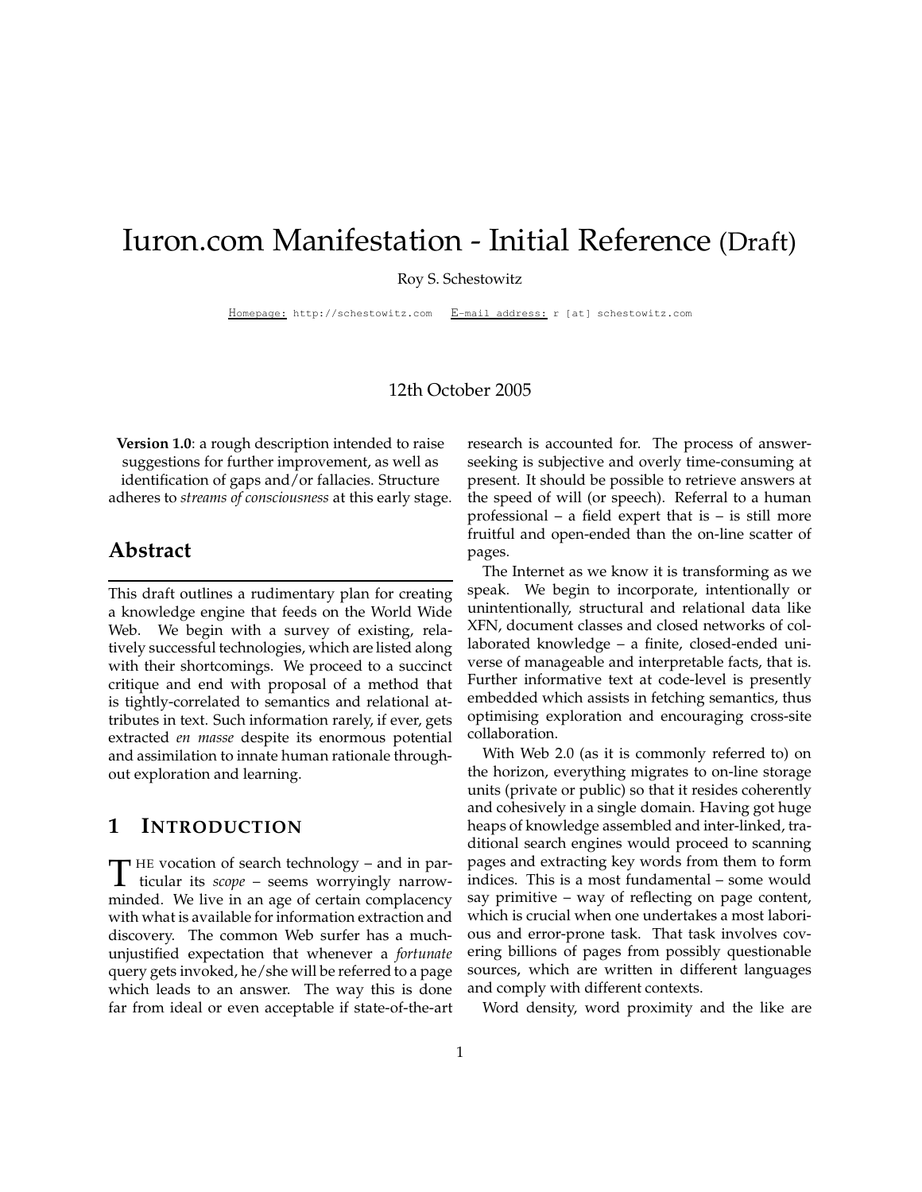# Iuron.com Manifestation - Initial Reference (Draft)

Roy S. Schestowitz

Homepage: http://schestowitz.com E-mail address: r [at] schestowitz.com

12th October 2005

**Version 1.0**: a rough description intended to raise suggestions for further improvement, as well as identification of gaps and/or fallacies. Structure adheres to *streams of consciousness* at this early stage.

## Abstract

This draft outlines a rudimentary plan for creating a knowledge engine that feeds on the World Wide Web. We begin with a survey of existing, relatively successful technologies, which are listed along with their shortcomings. We proceed to a succinct critique and end with proposal of a method that is tightly-correlated to semantics and relational attributes in text. Such information rarely, if ever, gets extracted *en masse* despite its enormous potential and assimilation to innate human rationale throughout exploration and learning.

## 1 Introduction

The vocation of search technology – and in particular its *scope* – seems worryingly narrow-minded. We live in an age of certain complacency with what is available for information extraction and discovery. The common Web surfer has a much-unjustified expectation that whenever a *fortunate* query gets invoked, he/she will be referred to a page which leads to an answer. The way this is done far from ideal or even acceptable if state-of-the-art research is accounted for. The process of answer-seeking is subjective and overly time-consuming at present. It should be possible to retrieve answers at the speed of will (or speech). Referral to a human professional – a field expert that is – is still more fruitful and open-ended than the on-line scatter of pages.

The Internet as we know it is transforming as we speak. We begin to incorporate, intentionally or unintentionally, structural and relational data like XFN, document classes and closed networks of collaborated knowledge – a finite, closed-ended universe of manageable and interpretable facts, that is. Further informative text at code-level is presently embedded which assists in fetching semantics, thus optimising exploration and encouraging cross-site collaboration.

With Web 2.0 (as it is commonly referred to) on the horizon, everything migrates to on-line storage units (private or public) so that it resides coherently and cohesively in a single domain. Having got huge heaps of knowledge assembled and inter-linked, traditional search engines would proceed to scanning pages and extracting key words from them to form indices. This is a most fundamental – some would say primitive – way of reflecting on page content, which is crucial when one undertakes a most laborious and error-prone task. That task involves covering billions of pages from possibly questionable sources, which are written in different languages and comply with different contexts.

Word density, word proximity and the like are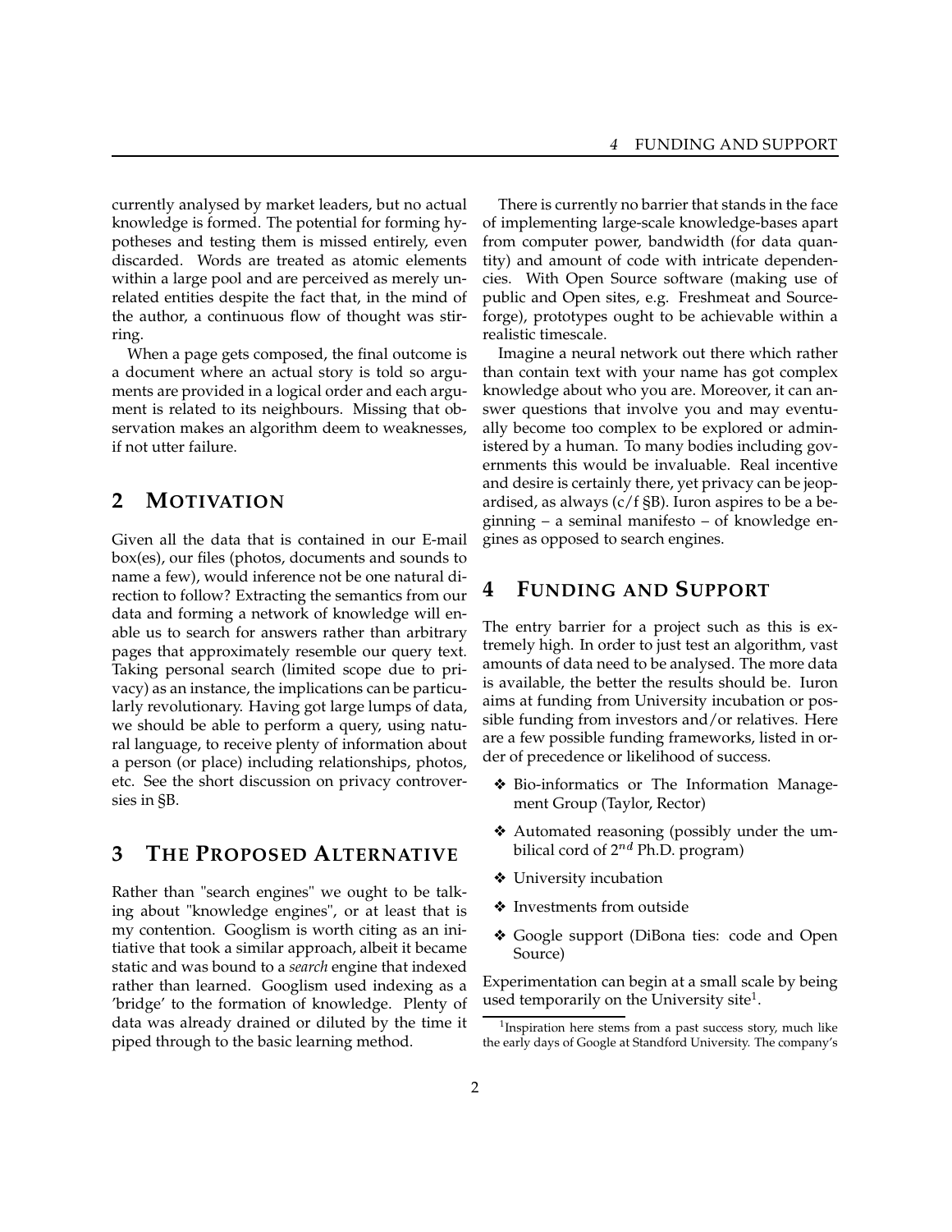currently analysed by market leaders, but no actual knowledge is formed. The potential for forming hypotheses and testing them is missed entirely, even discarded. Words are treated as atomic elements within a large pool and are perceived as merely unrelated entities despite the fact that, in the mind of the author, a continuous flow of thought was stirring.

When a page gets composed, the final outcome is a document where an actual story is told so arguments are provided in a logical order and each argument is related to its neighbours. Missing that observation makes an algorithm deem to weaknesses, if not utter failure.

## 2 Motivation

Given all the data that is contained in our E-mail box(es), our files (photos, documents and sounds to name a few), would inference not be one natural direction to follow? Extracting the semantics from our data and forming a network of knowledge will enable us to search for answers rather than arbitrary pages that approximately resemble our query text. Taking personal search (limited scope due to privacy) as an instance, the implications can be particularly revolutionary. Having got large lumps of data, we should be able to perform a query, using natural language, to receive plenty of information about a person (or place) including relationships, photos, etc. See the short discussion on privacy controversies in §B.

## 3 The Proposed Alternative

Rather than "search engines" we ought to be talking about "knowledge engines", or at least that is my contention. Googlism is worth citing as an initiative that took a similar approach, albeit it became static and was bound to a *search* engine that indexed rather than learned. Googlism used indexing as a 'bridge' to the formation of knowledge. Plenty of data was already drained or diluted by the time it piped through to the basic learning method.

There is currently no barrier that stands in the face of implementing large-scale knowledge-bases apart from computer power, bandwidth (for data quantity) and amount of code with intricate dependencies. With Open Source software (making use of public and Open sites, e.g. Freshmeat and Sourceforge), prototypes ought to be achievable within a realistic timescale.

Imagine a neural network out there which rather than contain text with your name has got complex knowledge about who you are. Moreover, it can answer questions that involve you and may eventually become too complex to be explored or administered by a human. To many bodies including governments this would be invaluable. Real incentive and desire is certainly there, yet privacy can be jeopardised, as always (c/f §B). Iuron aspires to be a beginning – a seminal manifesto – of knowledge engines as opposed to search engines.

## 4 Funding and Support

The entry barrier for a project such as this is extremely high. In order to just test an algorithm, vast amounts of data need to be analysed. The more data is available, the better the results should be. Iuron aims at funding from University incubation or possible funding from investors and/or relatives. Here are a few possible funding frameworks, listed in order of precedence or likelihood of success.

- Bio-informatics or The Information Management Group (Taylor, Rector)
- Automated reasoning (possibly under the umbilical cord of $2^{nd}$ Ph.D. program)
- University incubation
- Investments from outside
- Google support (DiBona ties: code and Open Source)

Experimentation can begin at a small scale by being used temporarily on the University site[1].

[1] Inspiration here stems from a past success story, much like the early days of Google at Standford University. The company's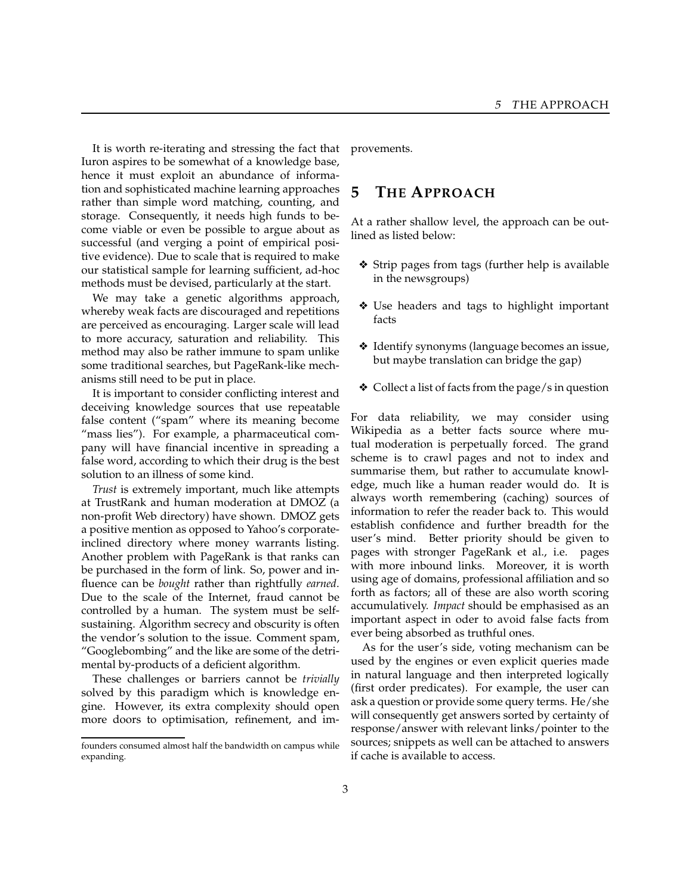It is worth re-iterating and stressing the fact that Iuron aspires to be somewhat of a knowledge base, hence it must exploit an abundance of information and sophisticated machine learning approaches rather than simple word matching, counting, and storage. Consequently, it needs high funds to become viable or even be possible to argue about as successful (and verging a point of empirical positive evidence). Due to scale that is required to make our statistical sample for learning sufficient, ad-hoc methods must be devised, particularly at the start.

We may take a genetic algorithms approach, whereby weak facts are discouraged and repetitions are perceived as encouraging. Larger scale will lead to more accuracy, saturation and reliability. This method may also be rather immune to spam unlike some traditional searches, but PageRank-like mechanisms still need to be put in place.

It is important to consider conflicting interest and deceiving knowledge sources that use repeatable false content ("spam" where its meaning become "mass lies"). For example, a pharmaceutical company will have financial incentive in spreading a false word, according to which their drug is the best solution to an illness of some kind.

*Trust* is extremely important, much like attempts at TrustRank and human moderation at DMOZ (a non-profit Web directory) have shown. DMOZ gets a positive mention as opposed to Yahoo's corporate-inclined directory where money warrants listing. Another problem with PageRank is that ranks can be purchased in the form of link. So, power and influence can be *bought* rather than rightfully *earned*. Due to the scale of the Internet, fraud cannot be controlled by a human. The system must be self-sustaining. Algorithm secrecy and obscurity is often the vendor's solution to the issue. Comment spam, "Googlebombing" and the like are some of the detrimental by-products of a deficient algorithm.

These challenges or barriers cannot be *trivially* solved by this paradigm which is knowledge engine. However, its extra complexity should open more doors to optimisation, refinement, and improvements.

## 5 The Approach

At a rather shallow level, the approach can be outlined as listed below:

- Strip pages from tags (further help is available in the newsgroups)
- Use headers and tags to highlight important facts
- Identify synonyms (language becomes an issue, but maybe translation can bridge the gap)
- Collect a list of facts from the page/s in question

For data reliability, we may consider using Wikipedia as a better facts source where mutual moderation is perpetually forced. The grand scheme is to crawl pages and not to index and summarise them, but rather to accumulate knowledge, much like a human reader would do. It is always worth remembering (caching) sources of information to refer the reader back to. This would establish confidence and further breadth for the user's mind. Better priority should be given to pages with stronger PageRank et al., i.e. pages with more inbound links. Moreover, it is worth using age of domains, professional affiliation and so forth as factors; all of these are also worth scoring accumulatively. *Impact* should be emphasised as an important aspect in oder to avoid false facts from ever being absorbed as truthful ones.

As for the user's side, voting mechanism can be used by the engines or even explicit queries made in natural language and then interpreted logically (first order predicates). For example, the user can ask a question or provide some query terms. He/she will consequently get answers sorted by certainty of response/answer with relevant links/pointer to the sources; snippets as well can be attached to answers if cache is available to access.

founders consumed almost half the bandwidth on campus while expanding.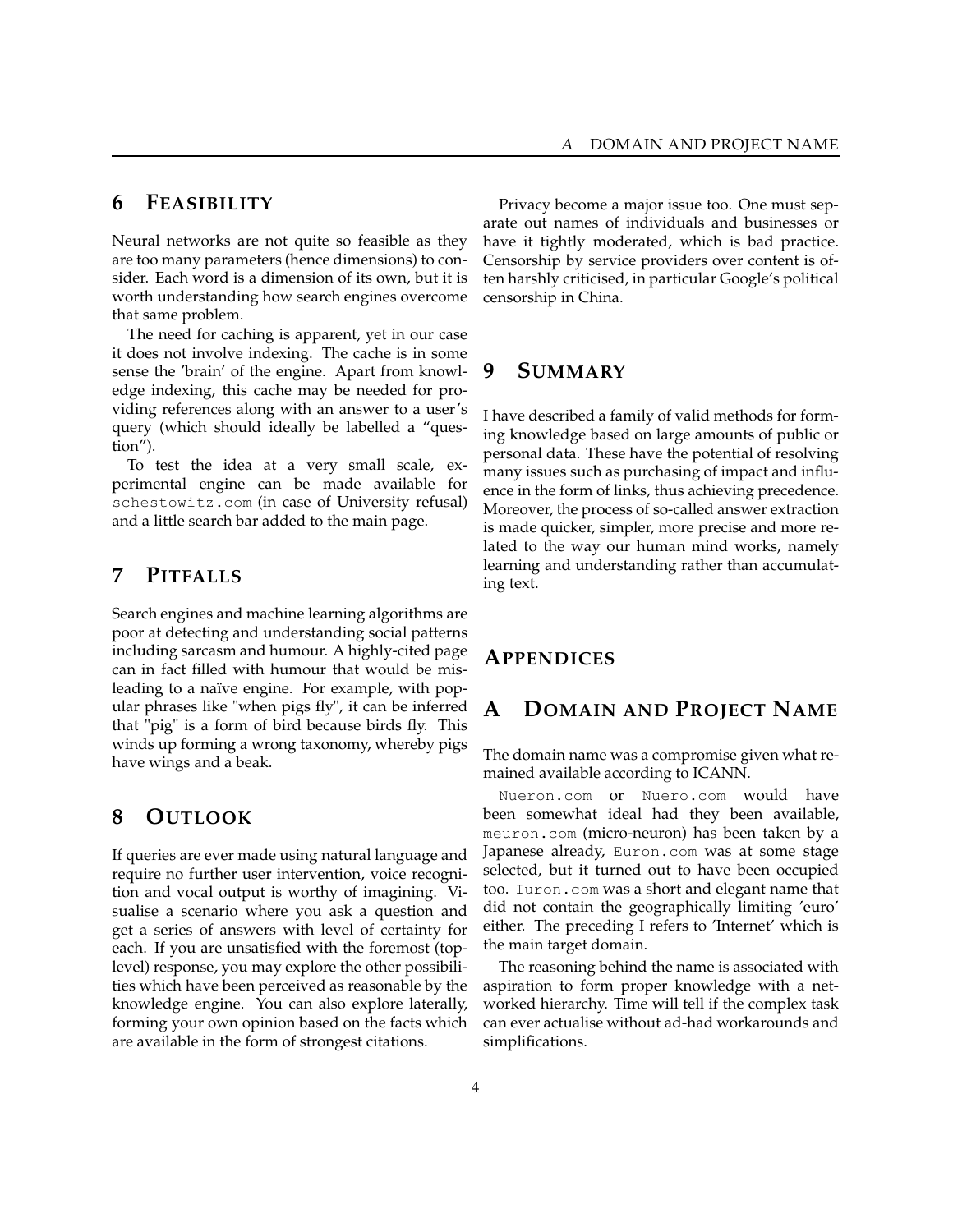## 6 Feasibility

Neural networks are not quite so feasible as they are too many parameters (hence dimensions) to consider. Each word is a dimension of its own, but it is worth understanding how search engines overcome that same problem.

The need for caching is apparent, yet in our case it does not involve indexing. The cache is in some sense the 'brain' of the engine. Apart from knowledge indexing, this cache may be needed for providing references along with an answer to a user's query (which should ideally be labelled a "question").

To test the idea at a very small scale, experimental engine can be made available for `schestowitz.com` (in case of University refusal) and a little search bar added to the main page.

## 7 Pitfalls

Search engines and machine learning algorithms are poor at detecting and understanding social patterns including sarcasm and humour. A highly-cited page can in fact filled with humour that would be misleading to a naïve engine. For example, with popular phrases like "when pigs fly", it can be inferred that "pig" is a form of bird because birds fly. This winds up forming a wrong taxonomy, whereby pigs have wings and a beak.

## 8 Outlook

If queries are ever made using natural language and require no further user intervention, voice recognition and vocal output is worthy of imagining. Visualise a scenario where you ask a question and get a series of answers with level of certainty for each. If you are unsatisfied with the foremost (top-level) response, you may explore the other possibilities which have been perceived as reasonable by the knowledge engine. You can also explore laterally, forming your own opinion based on the facts which are available in the form of strongest citations.

Privacy become a major issue too. One must separate out names of individuals and businesses or have it tightly moderated, which is bad practice. Censorship by service providers over content is often harshly criticised, in particular Google's political censorship in China.

## 9 Summary

I have described a family of valid methods for forming knowledge based on large amounts of public or personal data. These have the potential of resolving many issues such as purchasing of impact and influence in the form of links, thus achieving precedence. Moreover, the process of so-called answer extraction is made quicker, simpler, more precise and more related to the way our human mind works, namely learning and understanding rather than accumulating text.

## Appendices

## A Domain and Project Name

The domain name was a compromise given what remained available according to ICANN.

`Nueron.com` or `Nuero.com` would have been somewhat ideal had they been available, `meuron.com` (micro-neuron) has been taken by a Japanese already, `Euron.com` was at some stage selected, but it turned out to have been occupied too. `Iuron.com` was a short and elegant name that did not contain the geographically limiting 'euro' either. The preceding I refers to 'Internet' which is the main target domain.

The reasoning behind the name is associated with aspiration to form proper knowledge with a networked hierarchy. Time will tell if the complex task can ever actualise without ad-had workarounds and simplifications.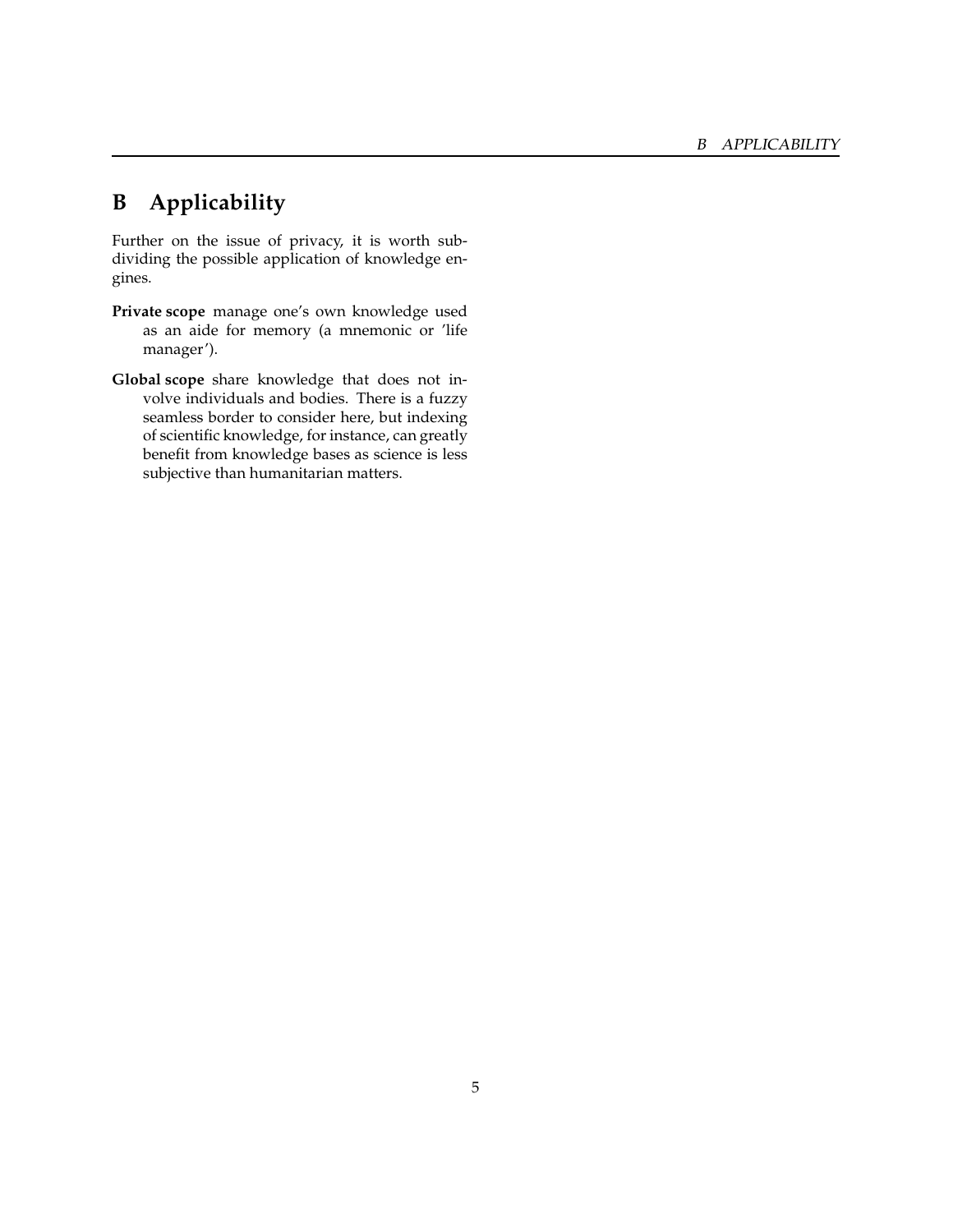# B Applicability

Further on the issue of privacy, it is worth subdividing the possible application of knowledge engines.

**Private scope** manage one's own knowledge used as an aide for memory (a mnemonic or 'life manager').

**Global scope** share knowledge that does not involve individuals and bodies. There is a fuzzy seamless border to consider here, but indexing of scientific knowledge, for instance, can greatly benefit from knowledge bases as science is less subjective than humanitarian matters.